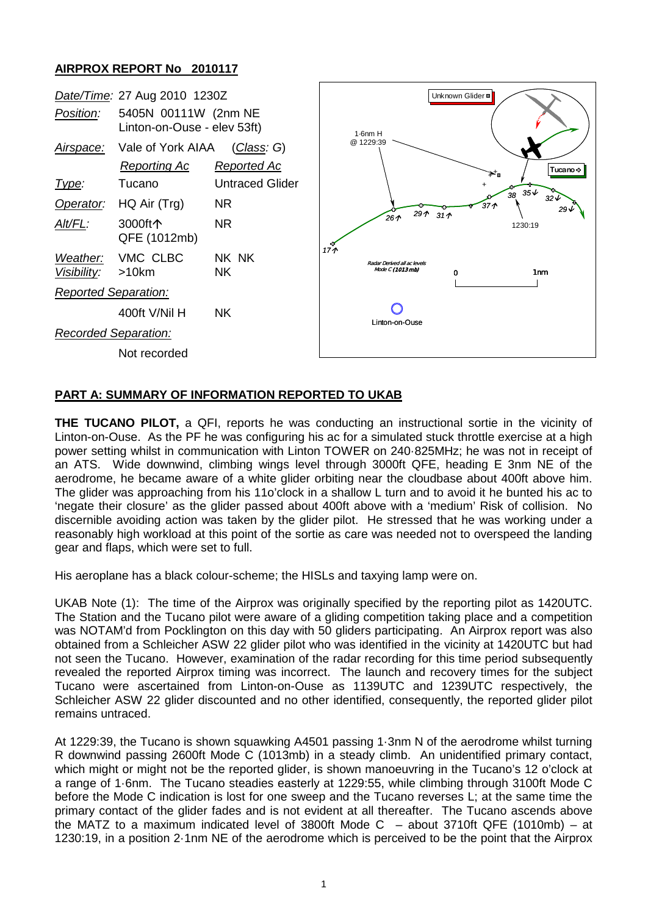## AIRPROX REPORT No 2010117

| | | |
|---|---|---|
| *Date/Time:* | 27 Aug 2010 1230Z | |
| *Position:* | 5405N 00111W (2nm NE Linton-on-Ouse - elev 53ft) | |
| *Airspace:* | Vale of York AIAA | (*Class*: G) |
| | *Reporting Ac* | *Reported Ac* |
| *Type:* | Tucano | Untraced Glider |
| *Operator:* | HQ Air (Trg) | NR |
| *Alt/FL:* | 3000ft↑ QFE (1012mb) | NR |
| *Weather:* | VMC CLBC | NK NK |
| *Visibility:* | >10km | NK |
| *Reported Separation:* | | |
| | 400ft V/Nil H | NK |
| *Recorded Separation:* | | |
| | Not recorded | |

## PART A: SUMMARY OF INFORMATION REPORTED TO UKAB

**THE TUCANO PILOT,** a QFI, reports he was conducting an instructional sortie in the vicinity of Linton-on-Ouse. As the PF he was configuring his ac for a simulated stuck throttle exercise at a high power setting whilst in communication with Linton TOWER on 240·825MHz; he was not in receipt of an ATS. Wide downwind, climbing wings level through 3000ft QFE, heading E 3nm NE of the aerodrome, he became aware of a white glider orbiting near the cloudbase about 400ft above him. The glider was approaching from his 11o'clock in a shallow L turn and to avoid it he bunted his ac to 'negate their closure' as the glider passed about 400ft above with a 'medium' Risk of collision. No discernible avoiding action was taken by the glider pilot. He stressed that he was working under a reasonably high workload at this point of the sortie as care was needed not to overspeed the landing gear and flaps, which were set to full.

His aeroplane has a black colour-scheme; the HISLs and taxying lamp were on.

UKAB Note (1): The time of the Airprox was originally specified by the reporting pilot as 1420UTC. The Station and the Tucano pilot were aware of a gliding competition taking place and a competition was NOTAM'd from Pocklington on this day with 50 gliders participating. An Airprox report was also obtained from a Schleicher ASW 22 glider pilot who was identified in the vicinity at 1420UTC but had not seen the Tucano. However, examination of the radar recording for this time period subsequently revealed the reported Airprox timing was incorrect. The launch and recovery times for the subject Tucano were ascertained from Linton-on-Ouse as 1139UTC and 1239UTC respectively, the Schleicher ASW 22 glider discounted and no other identified, consequently, the reported glider pilot remains untraced.

At 1229:39, the Tucano is shown squawking A4501 passing 1·3nm N of the aerodrome whilst turning R downwind passing 2600ft Mode C (1013mb) in a steady climb. An unidentified primary contact, which might or might not be the reported glider, is shown manoeuvring in the Tucano's 12 o'clock at a range of 1·6nm. The Tucano steadies easterly at 1229:55, while climbing through 3100ft Mode C before the Mode C indication is lost for one sweep and the Tucano reverses L; at the same time the primary contact of the glider fades and is not evident at all thereafter. The Tucano ascends above the MATZ to a maximum indicated level of 3800ft Mode C – about 3710ft QFE (1010mb) – at 1230:19, in a position 2·1nm NE of the aerodrome which is perceived to be the point that the Airprox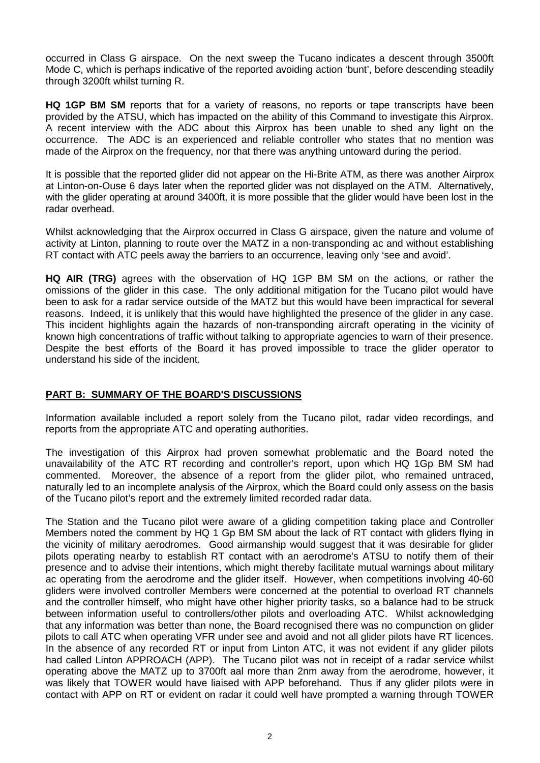occurred in Class G airspace. On the next sweep the Tucano indicates a descent through 3500ft Mode C, which is perhaps indicative of the reported avoiding action 'bunt', before descending steadily through 3200ft whilst turning R.

**HQ 1GP BM SM** reports that for a variety of reasons, no reports or tape transcripts have been provided by the ATSU, which has impacted on the ability of this Command to investigate this Airprox. A recent interview with the ADC about this Airprox has been unable to shed any light on the occurrence. The ADC is an experienced and reliable controller who states that no mention was made of the Airprox on the frequency, nor that there was anything untoward during the period.

It is possible that the reported glider did not appear on the Hi-Brite ATM, as there was another Airprox at Linton-on-Ouse 6 days later when the reported glider was not displayed on the ATM. Alternatively, with the glider operating at around 3400ft, it is more possible that the glider would have been lost in the radar overhead.

Whilst acknowledging that the Airprox occurred in Class G airspace, given the nature and volume of activity at Linton, planning to route over the MATZ in a non-transponding ac and without establishing RT contact with ATC peels away the barriers to an occurrence, leaving only 'see and avoid'.

**HQ AIR (TRG)** agrees with the observation of HQ 1GP BM SM on the actions, or rather the omissions of the glider in this case. The only additional mitigation for the Tucano pilot would have been to ask for a radar service outside of the MATZ but this would have been impractical for several reasons. Indeed, it is unlikely that this would have highlighted the presence of the glider in any case. This incident highlights again the hazards of non-transponding aircraft operating in the vicinity of known high concentrations of traffic without talking to appropriate agencies to warn of their presence. Despite the best efforts of the Board it has proved impossible to trace the glider operator to understand his side of the incident.

## PART B: SUMMARY OF THE BOARD'S DISCUSSIONS

Information available included a report solely from the Tucano pilot, radar video recordings, and reports from the appropriate ATC and operating authorities.

The investigation of this Airprox had proven somewhat problematic and the Board noted the unavailability of the ATC RT recording and controller's report, upon which HQ 1Gp BM SM had commented. Moreover, the absence of a report from the glider pilot, who remained untraced, naturally led to an incomplete analysis of the Airprox, which the Board could only assess on the basis of the Tucano pilot's report and the extremely limited recorded radar data.

The Station and the Tucano pilot were aware of a gliding competition taking place and Controller Members noted the comment by HQ 1 Gp BM SM about the lack of RT contact with gliders flying in the vicinity of military aerodromes. Good airmanship would suggest that it was desirable for glider pilots operating nearby to establish RT contact with an aerodrome's ATSU to notify them of their presence and to advise their intentions, which might thereby facilitate mutual warnings about military ac operating from the aerodrome and the glider itself. However, when competitions involving 40-60 gliders were involved controller Members were concerned at the potential to overload RT channels and the controller himself, who might have other higher priority tasks, so a balance had to be struck between information useful to controllers/other pilots and overloading ATC. Whilst acknowledging that any information was better than none, the Board recognised there was no compunction on glider pilots to call ATC when operating VFR under see and avoid and not all glider pilots have RT licences. In the absence of any recorded RT or input from Linton ATC, it was not evident if any glider pilots had called Linton APPROACH (APP). The Tucano pilot was not in receipt of a radar service whilst operating above the MATZ up to 3700ft aal more than 2nm away from the aerodrome, however, it was likely that TOWER would have liaised with APP beforehand. Thus if any glider pilots were in contact with APP on RT or evident on radar it could well have prompted a warning through TOWER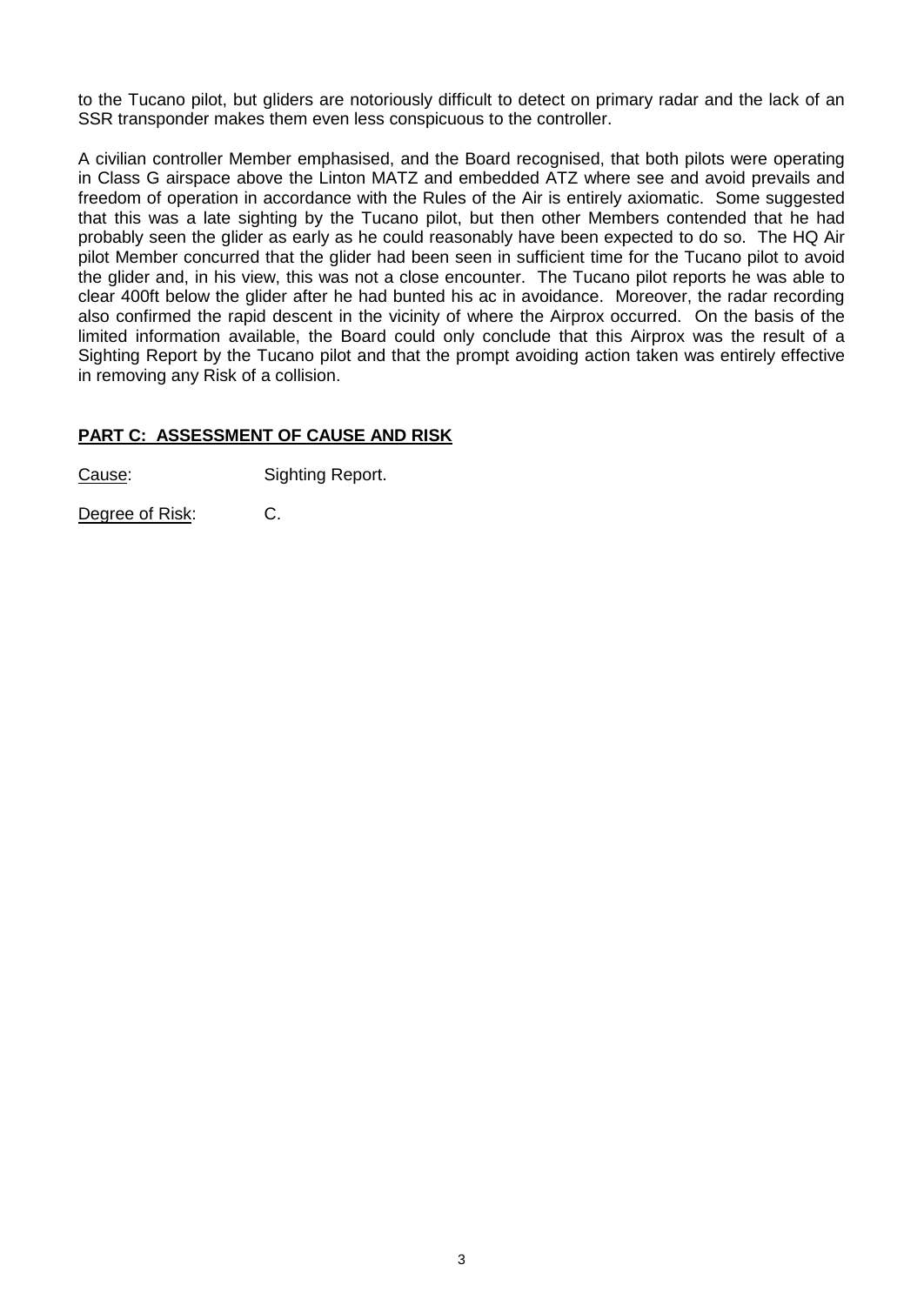to the Tucano pilot, but gliders are notoriously difficult to detect on primary radar and the lack of an SSR transponder makes them even less conspicuous to the controller.

A civilian controller Member emphasised, and the Board recognised, that both pilots were operating in Class G airspace above the Linton MATZ and embedded ATZ where see and avoid prevails and freedom of operation in accordance with the Rules of the Air is entirely axiomatic. Some suggested that this was a late sighting by the Tucano pilot, but then other Members contended that he had probably seen the glider as early as he could reasonably have been expected to do so. The HQ Air pilot Member concurred that the glider had been seen in sufficient time for the Tucano pilot to avoid the glider and, in his view, this was not a close encounter. The Tucano pilot reports he was able to clear 400ft below the glider after he had bunted his ac in avoidance. Moreover, the radar recording also confirmed the rapid descent in the vicinity of where the Airprox occurred. On the basis of the limited information available, the Board could only conclude that this Airprox was the result of a Sighting Report by the Tucano pilot and that the prompt avoiding action taken was entirely effective in removing any Risk of a collision.

## PART C: ASSESSMENT OF CAUSE AND RISK

Cause: Sighting Report.

Degree of Risk: C.